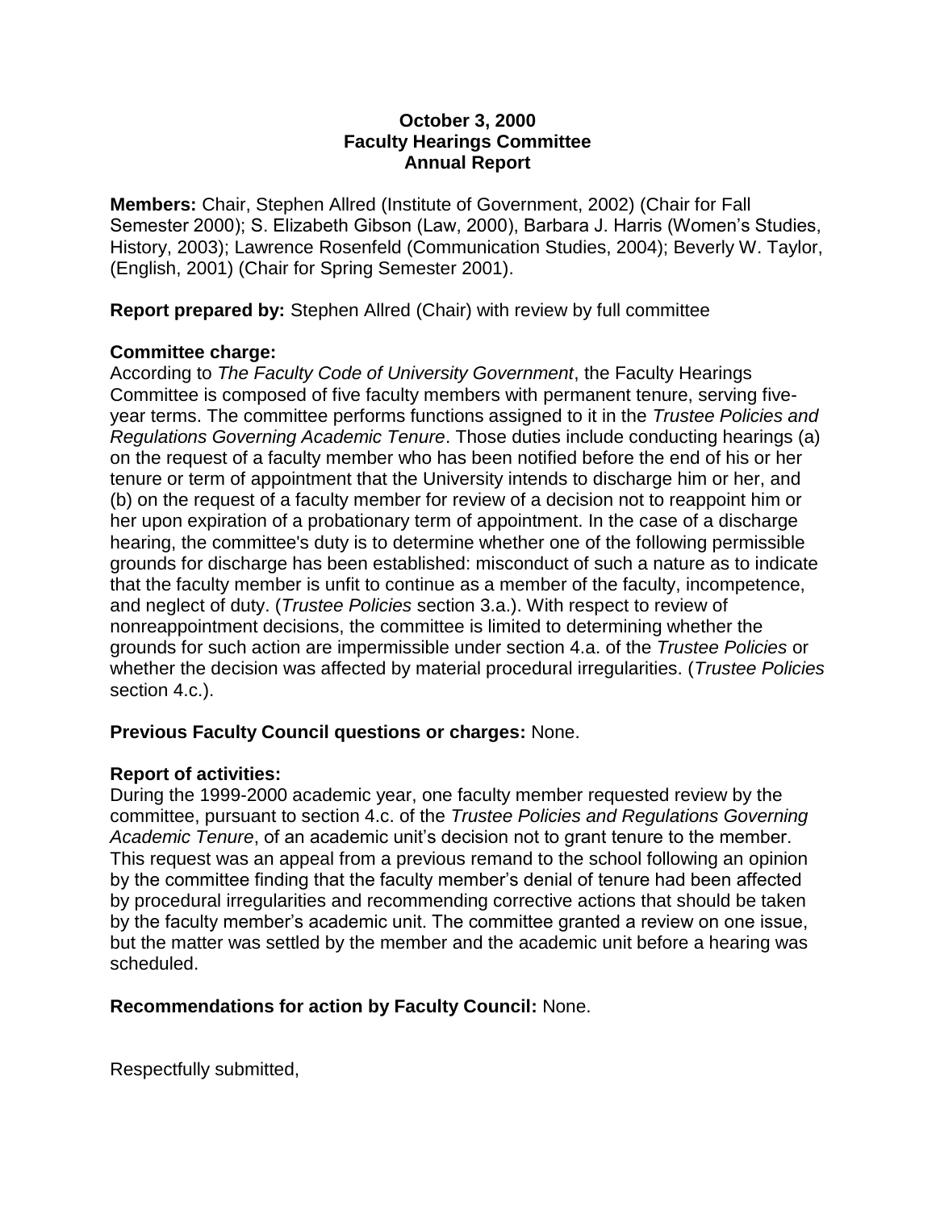**October 3, 2000**
**Faculty Hearings Committee**
**Annual Report**

**Members:** Chair, Stephen Allred (Institute of Government, 2002) (Chair for Fall Semester 2000); S. Elizabeth Gibson (Law, 2000), Barbara J. Harris (Women's Studies, History, 2003); Lawrence Rosenfeld (Communication Studies, 2004); Beverly W. Taylor, (English, 2001) (Chair for Spring Semester 2001).

**Report prepared by:** Stephen Allred (Chair) with review by full committee

**Committee charge:**
According to *The Faculty Code of University Government*, the Faculty Hearings Committee is composed of five faculty members with permanent tenure, serving five-year terms. The committee performs functions assigned to it in the *Trustee Policies and Regulations Governing Academic Tenure*. Those duties include conducting hearings (a) on the request of a faculty member who has been notified before the end of his or her tenure or term of appointment that the University intends to discharge him or her, and (b) on the request of a faculty member for review of a decision not to reappoint him or her upon expiration of a probationary term of appointment. In the case of a discharge hearing, the committee's duty is to determine whether one of the following permissible grounds for discharge has been established: misconduct of such a nature as to indicate that the faculty member is unfit to continue as a member of the faculty, incompetence, and neglect of duty. (*Trustee Policies* section 3.a.). With respect to review of nonreappointment decisions, the committee is limited to determining whether the grounds for such action are impermissible under section 4.a. of the *Trustee Policies* or whether the decision was affected by material procedural irregularities. (*Trustee Policies* section 4.c.).

**Previous Faculty Council questions or charges:** None.

**Report of activities:**
During the 1999-2000 academic year, one faculty member requested review by the committee, pursuant to section 4.c. of the *Trustee Policies and Regulations Governing Academic Tenure*, of an academic unit's decision not to grant tenure to the member. This request was an appeal from a previous remand to the school following an opinion by the committee finding that the faculty member's denial of tenure had been affected by procedural irregularities and recommending corrective actions that should be taken by the faculty member's academic unit. The committee granted a review on one issue, but the matter was settled by the member and the academic unit before a hearing was scheduled.

**Recommendations for action by Faculty Council:** None.

Respectfully submitted,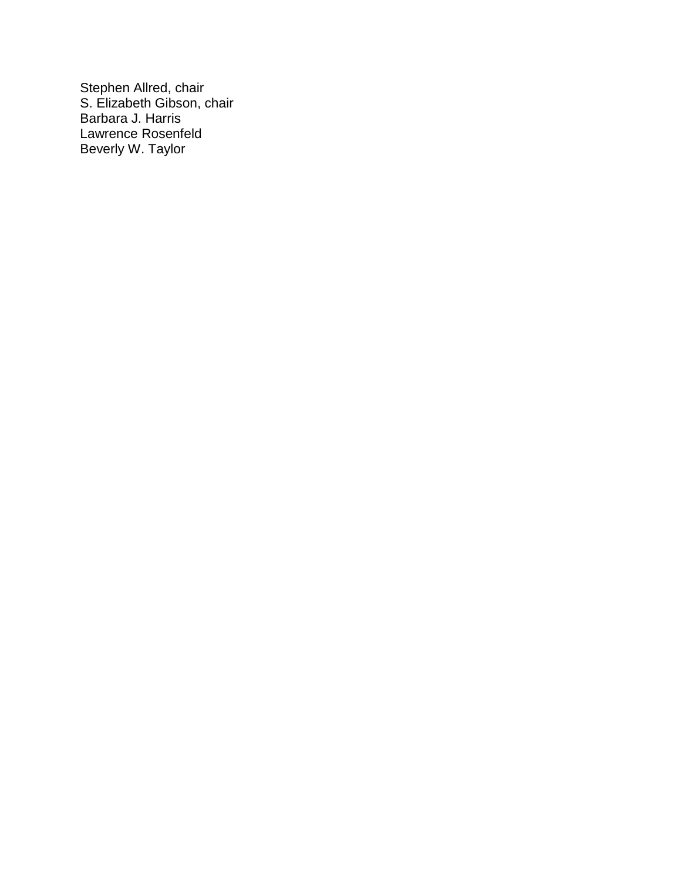Stephen Allred, chair
S. Elizabeth Gibson, chair
Barbara J. Harris
Lawrence Rosenfeld
Beverly W. Taylor